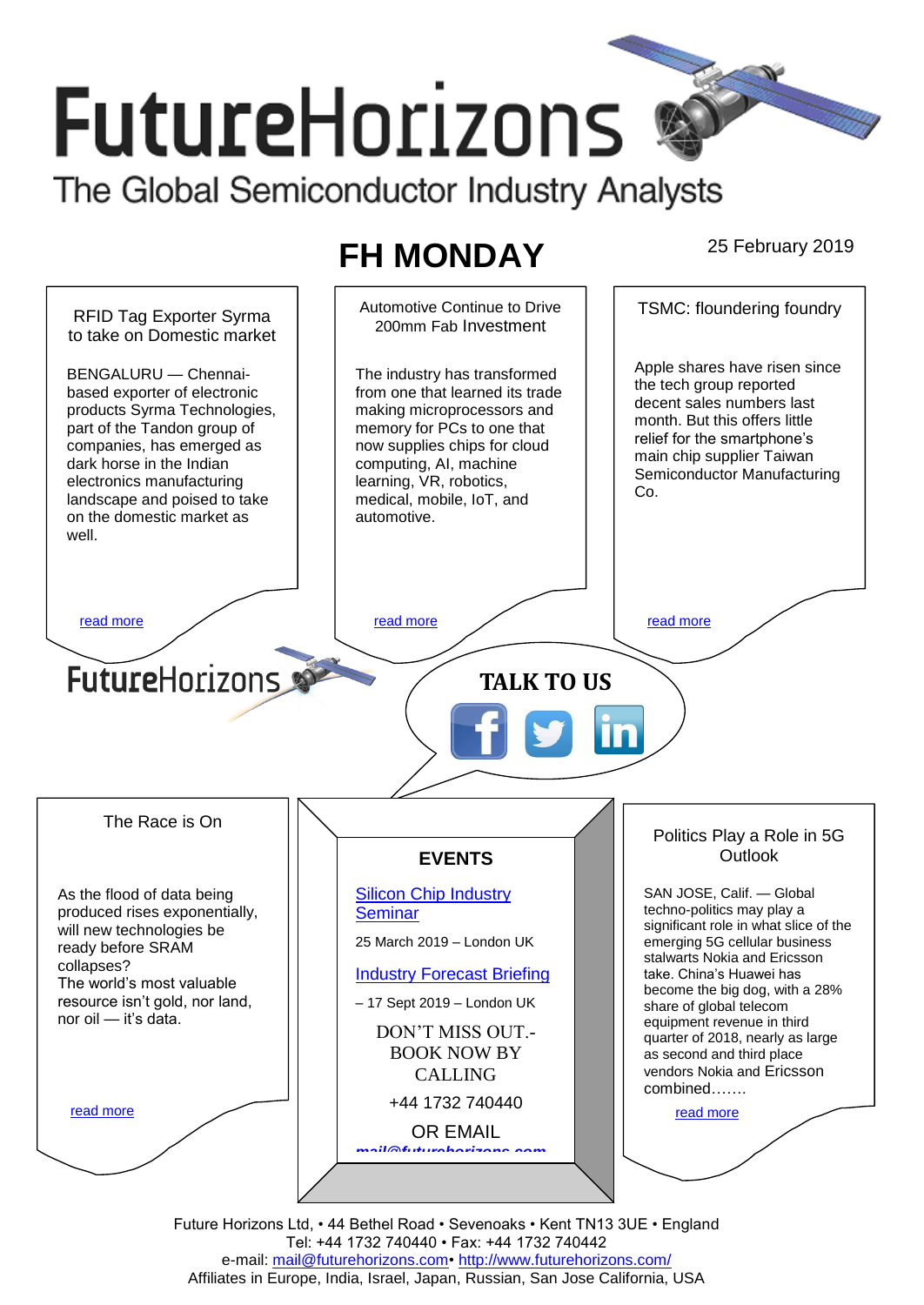# FutureHorizons

The Global Semiconductor Industry Analysts

## FH MONDAY

25 February 2019

### RFID Tag Exporter Syrma to take on Domestic market

BENGALURU — Chennai-based exporter of electronic products Syrma Technologies, part of the Tandon group of companies, has emerged as dark horse in the Indian electronics manufacturing landscape and poised to take on the domestic market as well.

read more

### Automotive Continue to Drive 200mm Fab Investment

The industry has transformed from one that learned its trade making microprocessors and memory for PCs to one that now supplies chips for cloud computing, AI, machine learning, VR, robotics, medical, mobile, IoT, and automotive.

read more

### TSMC: floundering foundry

Apple shares have risen since the tech group reported decent sales numbers last month. But this offers little relief for the smartphone's main chip supplier Taiwan Semiconductor Manufacturing Co.

read more

FutureHorizons

**TALK TO US**

### The Race is On

As the flood of data being produced rises exponentially, will new technologies be ready before SRAM collapses?
The world's most valuable resource isn't gold, nor land, nor oil — it's data.

read more

### EVENTS

Silicon Chip Industry Seminar

25 March 2019 – London UK

Industry Forecast Briefing

– 17 Sept 2019 – London UK

DON'T MISS OUT.- BOOK NOW BY CALLING

+44 1732 740440

OR EMAIL

mail@futurehorizons.com

### Politics Play a Role in 5G Outlook

SAN JOSE, Calif. — Global techno-politics may play a significant role in what slice of the emerging 5G cellular business stalwarts Nokia and Ericsson take. China's Huawei has become the big dog, with a 28% share of global telecom equipment revenue in third quarter of 2018, nearly as large as second and third place vendors Nokia and Ericsson combined…….

read more

Future Horizons Ltd, • 44 Bethel Road • Sevenoaks • Kent TN13 3UE • England
Tel: +44 1732 740440 • Fax: +44 1732 740442
e-mail: mail@futurehorizons.com• http://www.futurehorizons.com/
Affiliates in Europe, India, Israel, Japan, Russian, San Jose California, USA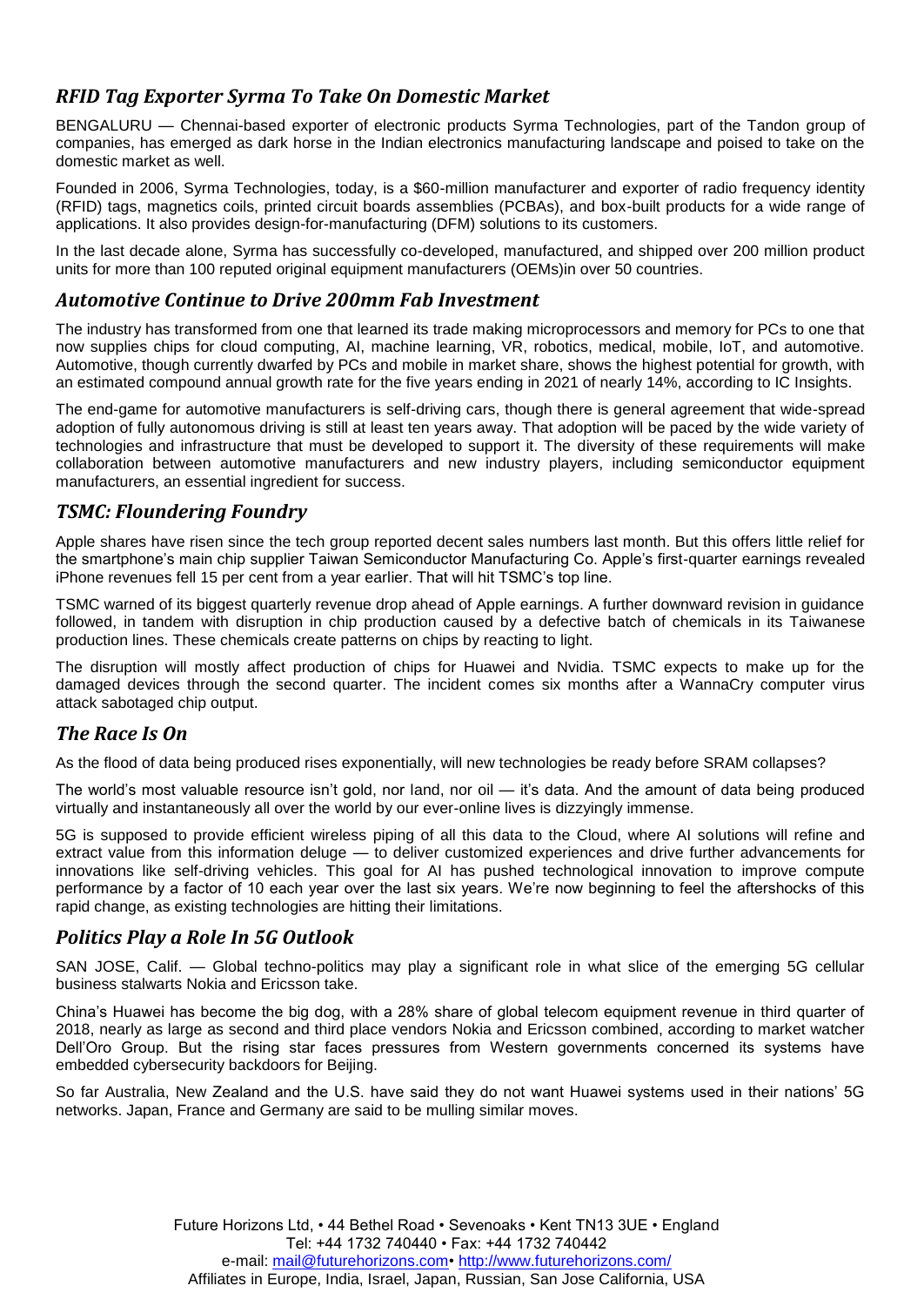## *RFID Tag Exporter Syrma To Take On Domestic Market*

BENGALURU — Chennai-based exporter of electronic products Syrma Technologies, part of the Tandon group of companies, has emerged as dark horse in the Indian electronics manufacturing landscape and poised to take on the domestic market as well.

Founded in 2006, Syrma Technologies, today, is a $60-million manufacturer and exporter of radio frequency identity (RFID) tags, magnetics coils, printed circuit boards assemblies (PCBAs), and box-built products for a wide range of applications. It also provides design-for-manufacturing (DFM) solutions to its customers.

In the last decade alone, Syrma has successfully co-developed, manufactured, and shipped over 200 million product units for more than 100 reputed original equipment manufacturers (OEMs)in over 50 countries.

## *Automotive Continue to Drive 200mm Fab Investment*

The industry has transformed from one that learned its trade making microprocessors and memory for PCs to one that now supplies chips for cloud computing, AI, machine learning, VR, robotics, medical, mobile, IoT, and automotive. Automotive, though currently dwarfed by PCs and mobile in market share, shows the highest potential for growth, with an estimated compound annual growth rate for the five years ending in 2021 of nearly 14%, according to IC Insights.

The end-game for automotive manufacturers is self-driving cars, though there is general agreement that wide-spread adoption of fully autonomous driving is still at least ten years away. That adoption will be paced by the wide variety of technologies and infrastructure that must be developed to support it. The diversity of these requirements will make collaboration between automotive manufacturers and new industry players, including semiconductor equipment manufacturers, an essential ingredient for success.

## *TSMC: Floundering Foundry*

Apple shares have risen since the tech group reported decent sales numbers last month. But this offers little relief for the smartphone's main chip supplier Taiwan Semiconductor Manufacturing Co. Apple's first-quarter earnings revealed iPhone revenues fell 15 per cent from a year earlier. That will hit TSMC's top line.

TSMC warned of its biggest quarterly revenue drop ahead of Apple earnings. A further downward revision in guidance followed, in tandem with disruption in chip production caused by a defective batch of chemicals in its Taiwanese production lines. These chemicals create patterns on chips by reacting to light.

The disruption will mostly affect production of chips for Huawei and Nvidia. TSMC expects to make up for the damaged devices through the second quarter. The incident comes six months after a WannaCry computer virus attack sabotaged chip output.

## *The Race Is On*

As the flood of data being produced rises exponentially, will new technologies be ready before SRAM collapses?

The world's most valuable resource isn't gold, nor land, nor oil — it's data. And the amount of data being produced virtually and instantaneously all over the world by our ever-online lives is dizzyingly immense.

5G is supposed to provide efficient wireless piping of all this data to the Cloud, where AI solutions will refine and extract value from this information deluge — to deliver customized experiences and drive further advancements for innovations like self-driving vehicles. This goal for AI has pushed technological innovation to improve compute performance by a factor of 10 each year over the last six years. We're now beginning to feel the aftershocks of this rapid change, as existing technologies are hitting their limitations.

## *Politics Play a Role In 5G Outlook*

SAN JOSE, Calif. — Global techno-politics may play a significant role in what slice of the emerging 5G cellular business stalwarts Nokia and Ericsson take.

China's Huawei has become the big dog, with a 28% share of global telecom equipment revenue in third quarter of 2018, nearly as large as second and third place vendors Nokia and Ericsson combined, according to market watcher Dell'Oro Group. But the rising star faces pressures from Western governments concerned its systems have embedded cybersecurity backdoors for Beijing.

So far Australia, New Zealand and the U.S. have said they do not want Huawei systems used in their nations' 5G networks. Japan, France and Germany are said to be mulling similar moves.